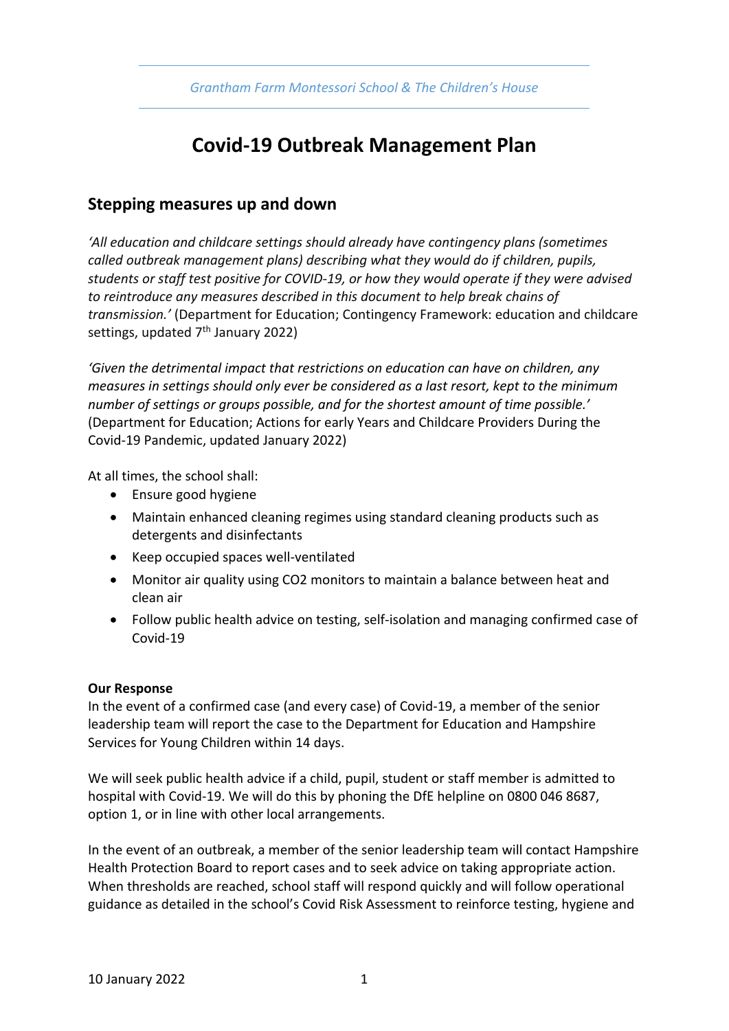Grantham Farm Montessori School & The Children's House

# Covid-19 Outbreak Management Plan

## Stepping measures up and down

*'All education and childcare settings should already have contingency plans (sometimes called outbreak management plans) describing what they would do if children, pupils, students or staff test positive for COVID-19, or how they would operate if they were advised to reintroduce any measures described in this document to help break chains of transmission.'* (Department for Education; Contingency Framework: education and childcare settings, updated 7th January 2022)

*'Given the detrimental impact that restrictions on education can have on children, any measures in settings should only ever be considered as a last resort, kept to the minimum number of settings or groups possible, and for the shortest amount of time possible.'* (Department for Education; Actions for early Years and Childcare Providers During the Covid-19 Pandemic, updated January 2022)

At all times, the school shall:

- Ensure good hygiene
- Maintain enhanced cleaning regimes using standard cleaning products such as detergents and disinfectants
- Keep occupied spaces well-ventilated
- Monitor air quality using CO2 monitors to maintain a balance between heat and clean air
- Follow public health advice on testing, self-isolation and managing confirmed case of Covid-19

**Our Response**

In the event of a confirmed case (and every case) of Covid-19, a member of the senior leadership team will report the case to the Department for Education and Hampshire Services for Young Children within 14 days.

We will seek public health advice if a child, pupil, student or staff member is admitted to hospital with Covid-19. We will do this by phoning the DfE helpline on 0800 046 8687, option 1, or in line with other local arrangements.

In the event of an outbreak, a member of the senior leadership team will contact Hampshire Health Protection Board to report cases and to seek advice on taking appropriate action. When thresholds are reached, school staff will respond quickly and will follow operational guidance as detailed in the school's Covid Risk Assessment to reinforce testing, hygiene and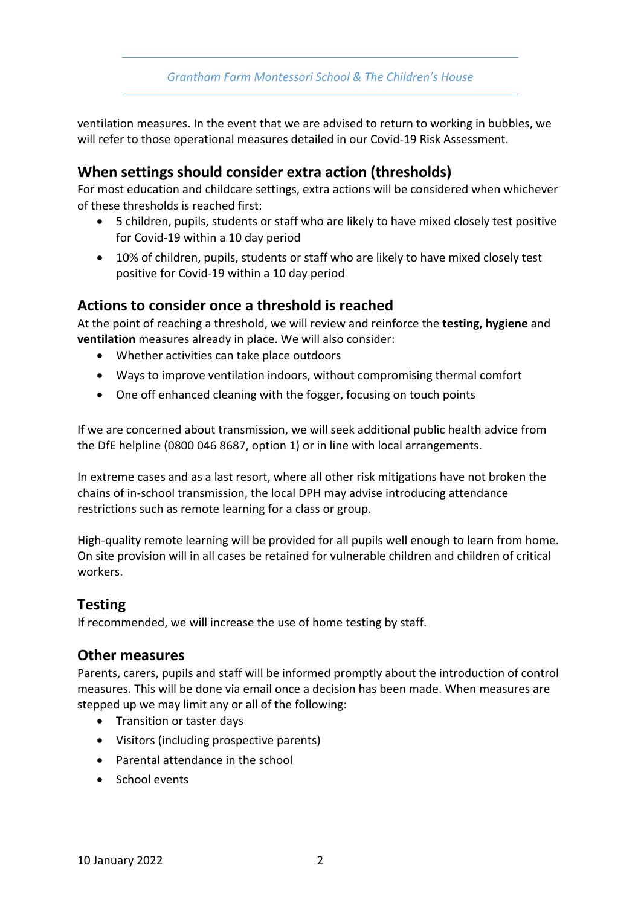ventilation measures. In the event that we are advised to return to working in bubbles, we will refer to those operational measures detailed in our Covid-19 Risk Assessment.

## When settings should consider extra action (thresholds)

For most education and childcare settings, extra actions will be considered when whichever of these thresholds is reached first:

- 5 children, pupils, students or staff who are likely to have mixed closely test positive for Covid-19 within a 10 day period
- 10% of children, pupils, students or staff who are likely to have mixed closely test positive for Covid-19 within a 10 day period

## Actions to consider once a threshold is reached

At the point of reaching a threshold, we will review and reinforce the **testing, hygiene** and **ventilation** measures already in place. We will also consider:

- Whether activities can take place outdoors
- Ways to improve ventilation indoors, without compromising thermal comfort
- One off enhanced cleaning with the fogger, focusing on touch points

If we are concerned about transmission, we will seek additional public health advice from the DfE helpline (0800 046 8687, option 1) or in line with local arrangements.

In extreme cases and as a last resort, where all other risk mitigations have not broken the chains of in-school transmission, the local DPH may advise introducing attendance restrictions such as remote learning for a class or group.

High-quality remote learning will be provided for all pupils well enough to learn from home. On site provision will in all cases be retained for vulnerable children and children of critical workers.

## Testing

If recommended, we will increase the use of home testing by staff.

## Other measures

Parents, carers, pupils and staff will be informed promptly about the introduction of control measures. This will be done via email once a decision has been made. When measures are stepped up we may limit any or all of the following:

- Transition or taster days
- Visitors (including prospective parents)
- Parental attendance in the school
- School events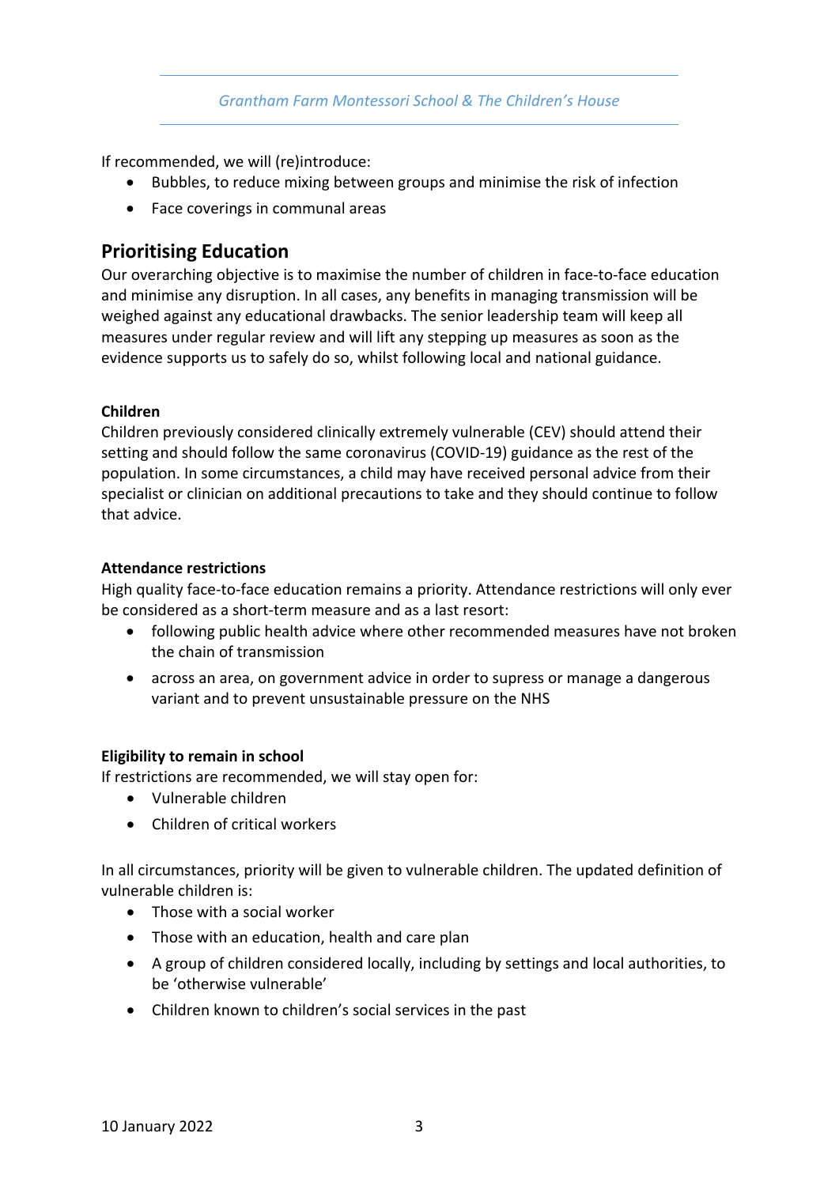If recommended, we will (re)introduce:

- Bubbles, to reduce mixing between groups and minimise the risk of infection
- Face coverings in communal areas

## Prioritising Education

Our overarching objective is to maximise the number of children in face-to-face education and minimise any disruption. In all cases, any benefits in managing transmission will be weighed against any educational drawbacks. The senior leadership team will keep all measures under regular review and will lift any stepping up measures as soon as the evidence supports us to safely do so, whilst following local and national guidance.

**Children**

Children previously considered clinically extremely vulnerable (CEV) should attend their setting and should follow the same coronavirus (COVID-19) guidance as the rest of the population. In some circumstances, a child may have received personal advice from their specialist or clinician on additional precautions to take and they should continue to follow that advice.

**Attendance restrictions**

High quality face-to-face education remains a priority. Attendance restrictions will only ever be considered as a short-term measure and as a last resort:

- following public health advice where other recommended measures have not broken the chain of transmission
- across an area, on government advice in order to supress or manage a dangerous variant and to prevent unsustainable pressure on the NHS

**Eligibility to remain in school**

If restrictions are recommended, we will stay open for:

- Vulnerable children
- Children of critical workers

In all circumstances, priority will be given to vulnerable children. The updated definition of vulnerable children is:

- Those with a social worker
- Those with an education, health and care plan
- A group of children considered locally, including by settings and local authorities, to be 'otherwise vulnerable'
- Children known to children's social services in the past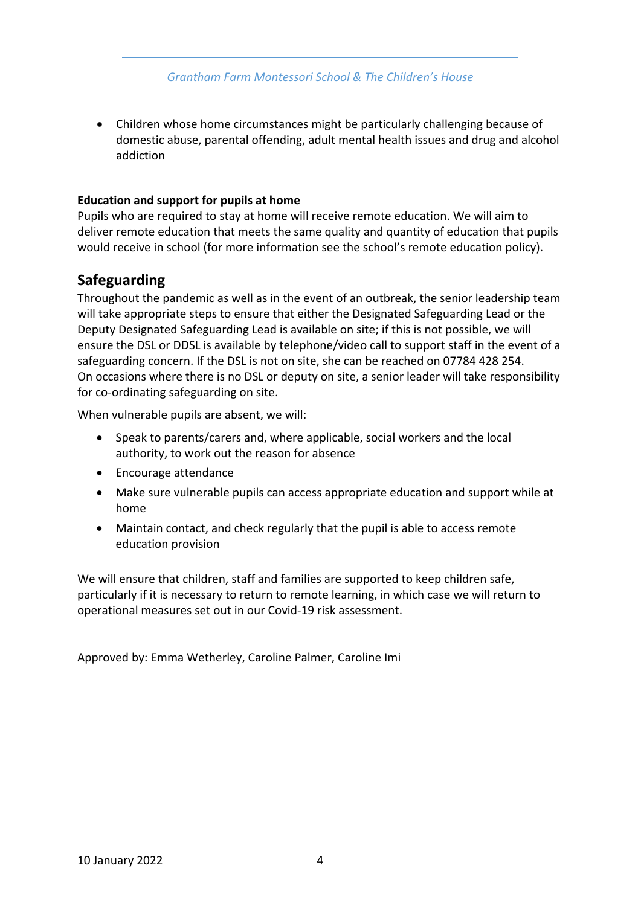- Children whose home circumstances might be particularly challenging because of domestic abuse, parental offending, adult mental health issues and drug and alcohol addiction

**Education and support for pupils at home**

Pupils who are required to stay at home will receive remote education. We will aim to deliver remote education that meets the same quality and quantity of education that pupils would receive in school (for more information see the school's remote education policy).

## Safeguarding

Throughout the pandemic as well as in the event of an outbreak, the senior leadership team will take appropriate steps to ensure that either the Designated Safeguarding Lead or the Deputy Designated Safeguarding Lead is available on site; if this is not possible, we will ensure the DSL or DDSL is available by telephone/video call to support staff in the event of a safeguarding concern. If the DSL is not on site, she can be reached on 07784 428 254.
On occasions where there is no DSL or deputy on site, a senior leader will take responsibility for co-ordinating safeguarding on site.

When vulnerable pupils are absent, we will:

- Speak to parents/carers and, where applicable, social workers and the local authority, to work out the reason for absence
- Encourage attendance
- Make sure vulnerable pupils can access appropriate education and support while at home
- Maintain contact, and check regularly that the pupil is able to access remote education provision

We will ensure that children, staff and families are supported to keep children safe, particularly if it is necessary to return to remote learning, in which case we will return to operational measures set out in our Covid-19 risk assessment.

Approved by: Emma Wetherley, Caroline Palmer, Caroline Imi